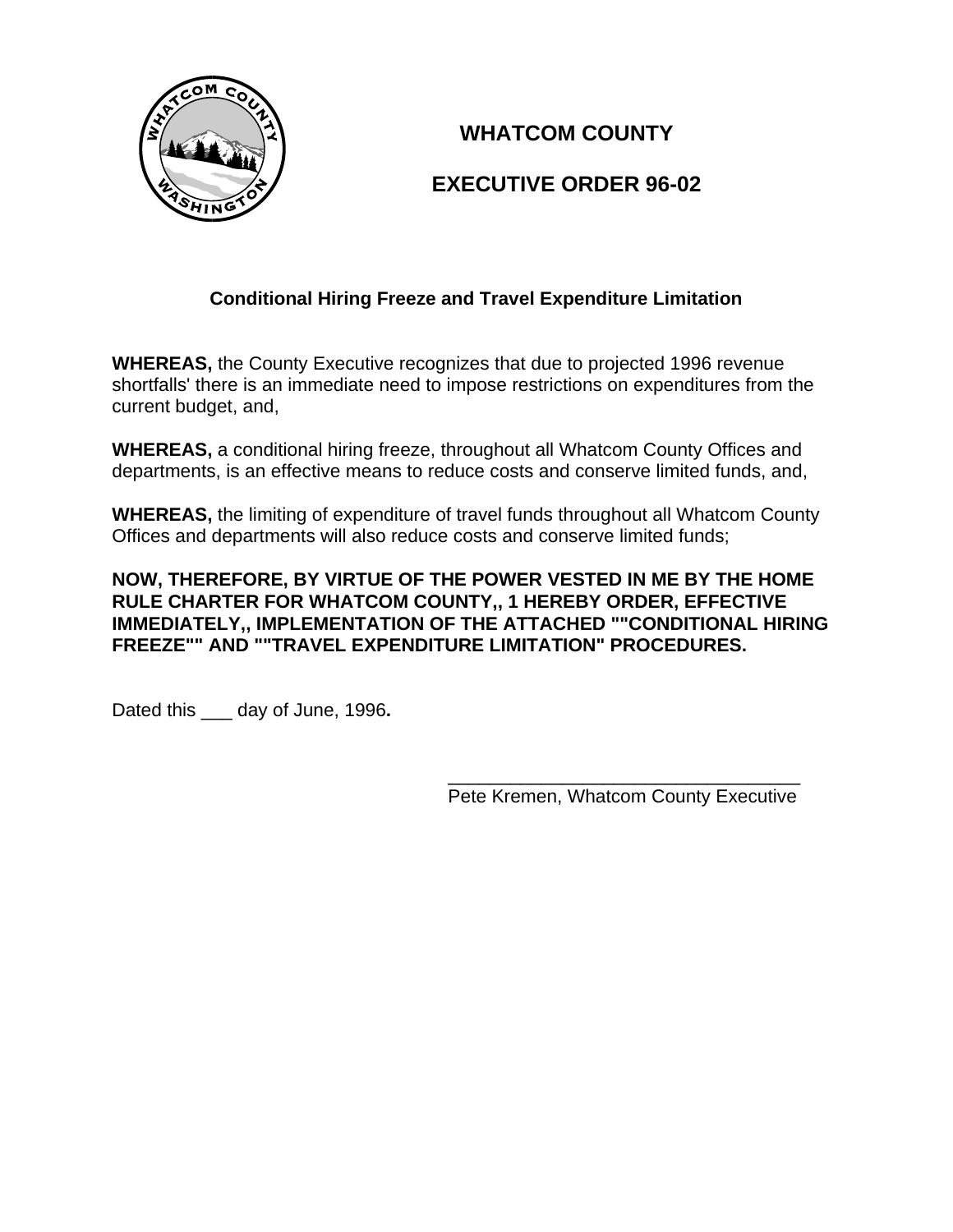# WHATCOM COUNTY

# EXECUTIVE ORDER 96-02

### Conditional Hiring Freeze and Travel Expenditure Limitation

**WHEREAS,** the County Executive recognizes that due to projected 1996 revenue shortfalls' there is an immediate need to impose restrictions on expenditures from the current budget, and,

**WHEREAS,** a conditional hiring freeze, throughout all Whatcom County Offices and departments, is an effective means to reduce costs and conserve limited funds, and,

**WHEREAS,** the limiting of expenditure of travel funds throughout all Whatcom County Offices and departments will also reduce costs and conserve limited funds;

**NOW, THEREFORE, BY VIRTUE OF THE POWER VESTED IN ME BY THE HOME RULE CHARTER FOR WHATCOM COUNTY,, 1 HEREBY ORDER, EFFECTIVE IMMEDIATELY,, IMPLEMENTATION OF THE ATTACHED ""CONDITIONAL HIRING FREEZE"" AND ""TRAVEL EXPENDITURE LIMITATION" PROCEDURES.**

Dated this ___ day of June, 1996**.**

\_\_\_\_\_\_\_\_\_\_\_\_\_\_\_\_\_\_\_\_\_\_\_\_\_\_\_\_\_\_\_\_\_\_
Pete Kremen, Whatcom County Executive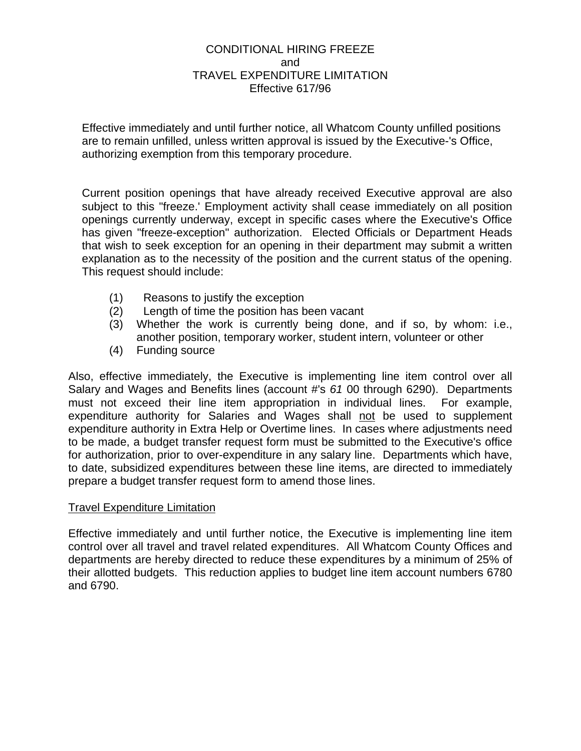CONDITIONAL HIRING FREEZE
and
TRAVEL EXPENDITURE LIMITATION
Effective 617/96

Effective immediately and until further notice, all Whatcom County unfilled positions are to remain unfilled, unless written approval is issued by the Executive-'s Office, authorizing exemption from this temporary procedure.

Current position openings that have already received Executive approval are also subject to this "freeze.' Employment activity shall cease immediately on all position openings currently underway, except in specific cases where the Executive's Office has given "freeze-exception" authorization. Elected Officials or Department Heads that wish to seek exception for an opening in their department may submit a written explanation as to the necessity of the position and the current status of the opening. This request should include:

(1) Reasons to justify the exception
(2) Length of time the position has been vacant
(3) Whether the work is currently being done, and if so, by whom: i.e., another position, temporary worker, student intern, volunteer or other
(4) Funding source

Also, effective immediately, the Executive is implementing line item control over all Salary and Wages and Benefits lines (account #'s *61* 00 through 6290). Departments must not exceed their line item appropriation in individual lines. For example, expenditure authority for Salaries and Wages shall <u>not</u> be used to supplement expenditure authority in Extra Help or Overtime lines. In cases where adjustments need to be made, a budget transfer request form must be submitted to the Executive's office for authorization, prior to over-expenditure in any salary line. Departments which have, to date, subsidized expenditures between these line items, are directed to immediately prepare a budget transfer request form to amend those lines.

<u>Travel Expenditure Limitation</u>

Effective immediately and until further notice, the Executive is implementing line item control over all travel and travel related expenditures. All Whatcom County Offices and departments are hereby directed to reduce these expenditures by a minimum of 25% of their allotted budgets. This reduction applies to budget line item account numbers 6780 and 6790.